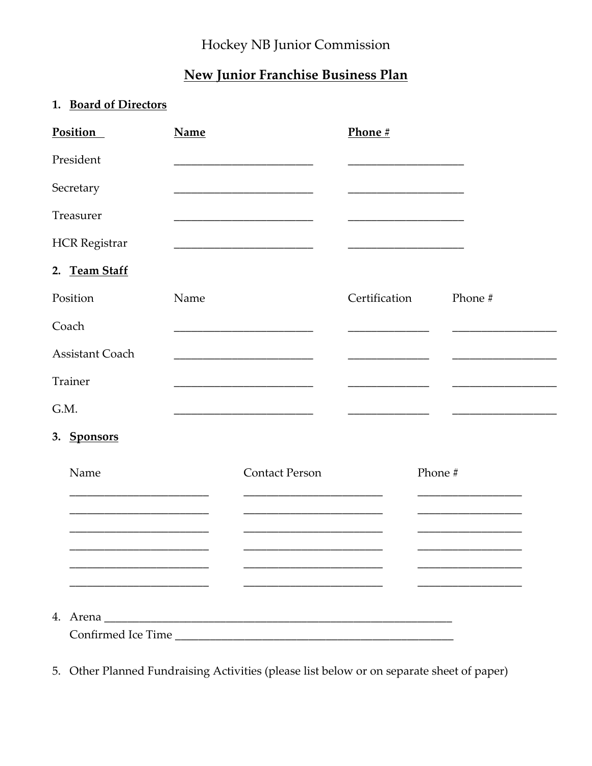Hockey NB Junior Commission

# New Junior Franchise Business Plan

## 1. Board of Directors

| Position | Name | Phone # |
|---|---|---|
| President | ________________________ | ____________________ |
| Secretary | ________________________ | ____________________ |
| Treasurer | ________________________ | ____________________ |
| HCR Registrar | ________________________ | ____________________ |

## 2. Team Staff

| Position | Name | Certification | Phone # |
|---|---|---|---|
| Coach | ________________________ | ______________ | __________________ |
| Assistant Coach | ________________________ | ______________ | __________________ |
| Trainer | ________________________ | ______________ | __________________ |
| G.M. | ________________________ | ______________ | __________________ |

## 3. Sponsors

| Name | Contact Person | Phone # |
|---|---|---|
| ________________________ | ________________________ | __________________ |
| ________________________ | ________________________ | __________________ |
| ________________________ | ________________________ | __________________ |
| ________________________ | ________________________ | __________________ |
| ________________________ | ________________________ | __________________ |
| ________________________ | ________________________ | __________________ |

4. Arena ____________________________________________________________
   Confirmed Ice Time ________________________________________________

5. Other Planned Fundraising Activities (please list below or on separate sheet of paper)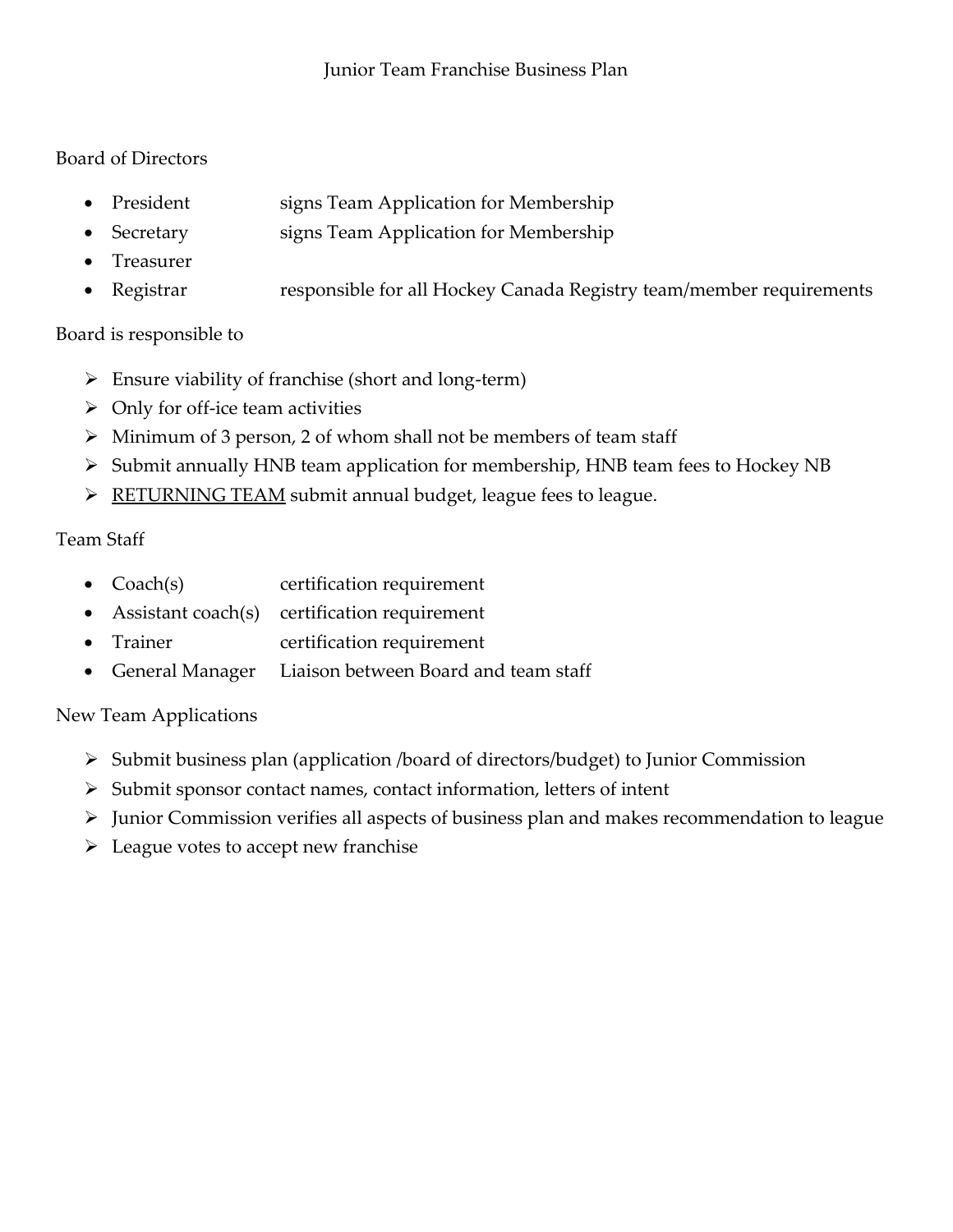# Junior Team Franchise Business Plan

## Board of Directors

- President — signs Team Application for Membership
- Secretary — signs Team Application for Membership
- Treasurer
- Registrar — responsible for all Hockey Canada Registry team/member requirements

Board is responsible to

- Ensure viability of franchise (short and long-term)
- Only for off-ice team activities
- Minimum of 3 person, 2 of whom shall not be members of team staff
- Submit annually HNB team application for membership, HNB team fees to Hockey NB
- RETURNING TEAM submit annual budget, league fees to league.

## Team Staff

- Coach(s) — certification requirement
- Assistant coach(s) — certification requirement
- Trainer — certification requirement
- General Manager — Liaison between Board and team staff

## New Team Applications

- Submit business plan (application /board of directors/budget) to Junior Commission
- Submit sponsor contact names, contact information, letters of intent
- Junior Commission verifies all aspects of business plan and makes recommendation to league
- League votes to accept new franchise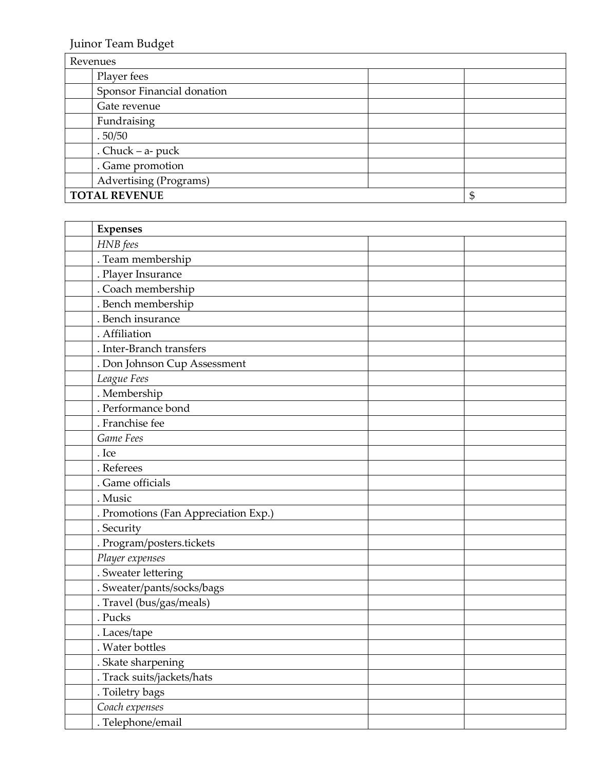Juinor Team Budget

| Revenues | | | |
|---|---|---|---|
| | Player fees | | |
| | Sponsor Financial donation | | |
| | Gate revenue | | |
| | Fundraising | | |
| | . 50/50 | | |
| | . Chuck – a- puck | | |
| | . Game promotion | | |
| | Advertising (Programs) | | |
| **TOTAL REVENUE** | | | $ |

| | **Expenses** | | |
|---|---|---|---|
| | *HNB fees* | | |
| | . Team membership | | |
| | . Player Insurance | | |
| | . Coach membership | | |
| | . Bench membership | | |
| | . Bench insurance | | |
| | . Affiliation | | |
| | . Inter-Branch transfers | | |
| | . Don Johnson Cup Assessment | | |
| | *League Fees* | | |
| | . Membership | | |
| | . Performance bond | | |
| | . Franchise fee | | |
| | *Game Fees* | | |
| | . Ice | | |
| | . Referees | | |
| | . Game officials | | |
| | . Music | | |
| | . Promotions (Fan Appreciation Exp.) | | |
| | . Security | | |
| | . Program/posters.tickets | | |
| | *Player expenses* | | |
| | . Sweater lettering | | |
| | . Sweater/pants/socks/bags | | |
| | . Travel (bus/gas/meals) | | |
| | . Pucks | | |
| | . Laces/tape | | |
| | . Water bottles | | |
| | . Skate sharpening | | |
| | . Track suits/jackets/hats | | |
| | . Toiletry bags | | |
| | *Coach expenses* | | |
| | . Telephone/email | | |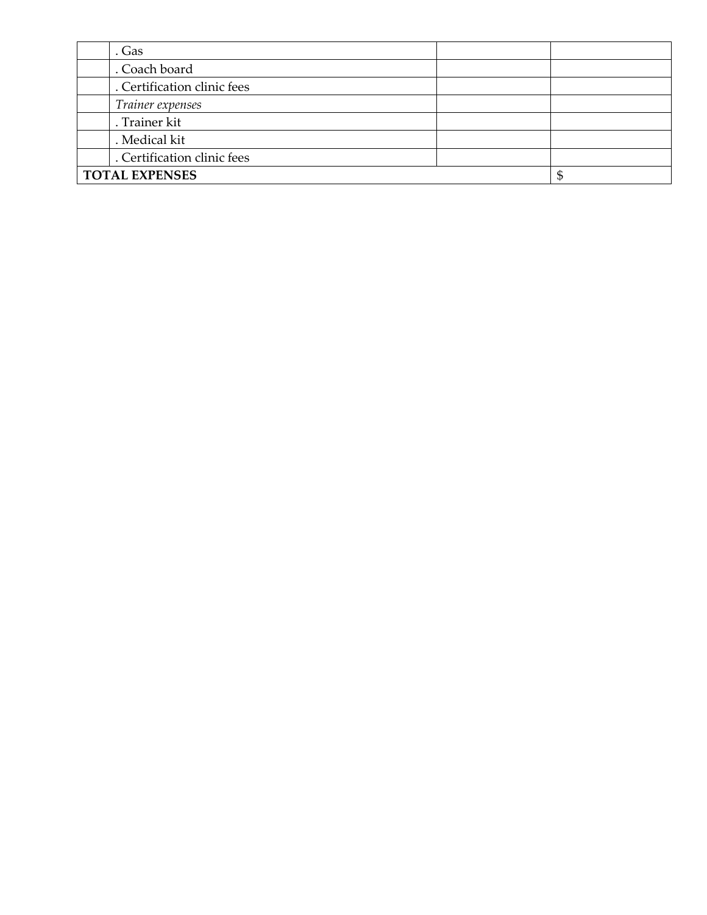| | | | |
|---|---|---|---|
| | . Gas | | |
| | . Coach board | | |
| | . Certification clinic fees | | |
| | *Trainer expenses* | | |
| | . Trainer kit | | |
| | . Medical kit | | |
| | . Certification clinic fees | | |
| **TOTAL EXPENSES** | | | $ |